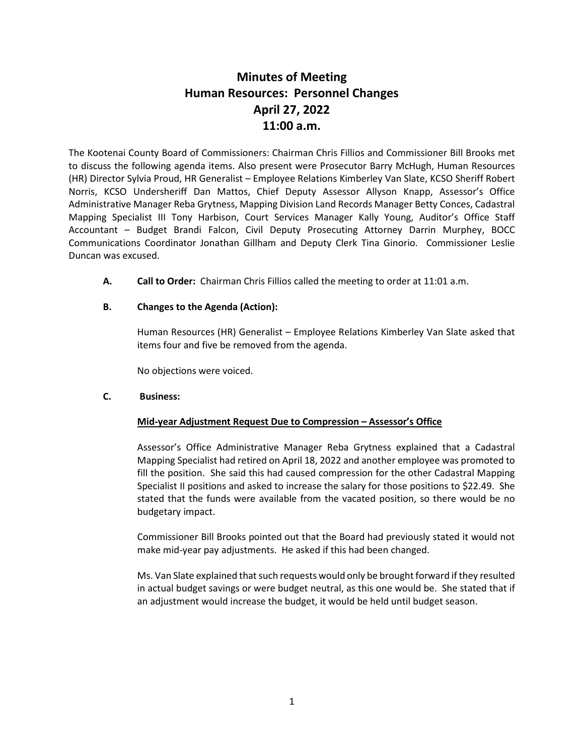# Minutes of Meeting
# Human Resources: Personnel Changes
# April 27, 2022
# 11:00 a.m.

The Kootenai County Board of Commissioners: Chairman Chris Fillios and Commissioner Bill Brooks met to discuss the following agenda items. Also present were Prosecutor Barry McHugh, Human Resources (HR) Director Sylvia Proud, HR Generalist – Employee Relations Kimberley Van Slate, KCSO Sheriff Robert Norris, KCSO Undersheriff Dan Mattos, Chief Deputy Assessor Allyson Knapp, Assessor's Office Administrative Manager Reba Grytness, Mapping Division Land Records Manager Betty Conces, Cadastral Mapping Specialist III Tony Harbison, Court Services Manager Kally Young, Auditor's Office Staff Accountant – Budget Brandi Falcon, Civil Deputy Prosecuting Attorney Darrin Murphey, BOCC Communications Coordinator Jonathan Gillham and Deputy Clerk Tina Ginorio. Commissioner Leslie Duncan was excused.

**A. Call to Order:** Chairman Chris Fillios called the meeting to order at 11:01 a.m.

**B. Changes to the Agenda (Action):**

Human Resources (HR) Generalist – Employee Relations Kimberley Van Slate asked that items four and five be removed from the agenda.

No objections were voiced.

**C. Business:**

**Mid-year Adjustment Request Due to Compression – Assessor's Office**

Assessor's Office Administrative Manager Reba Grytness explained that a Cadastral Mapping Specialist had retired on April 18, 2022 and another employee was promoted to fill the position. She said this had caused compression for the other Cadastral Mapping Specialist II positions and asked to increase the salary for those positions to $22.49. She stated that the funds were available from the vacated position, so there would be no budgetary impact.

Commissioner Bill Brooks pointed out that the Board had previously stated it would not make mid-year pay adjustments. He asked if this had been changed.

Ms. Van Slate explained that such requests would only be brought forward if they resulted in actual budget savings or were budget neutral, as this one would be. She stated that if an adjustment would increase the budget, it would be held until budget season.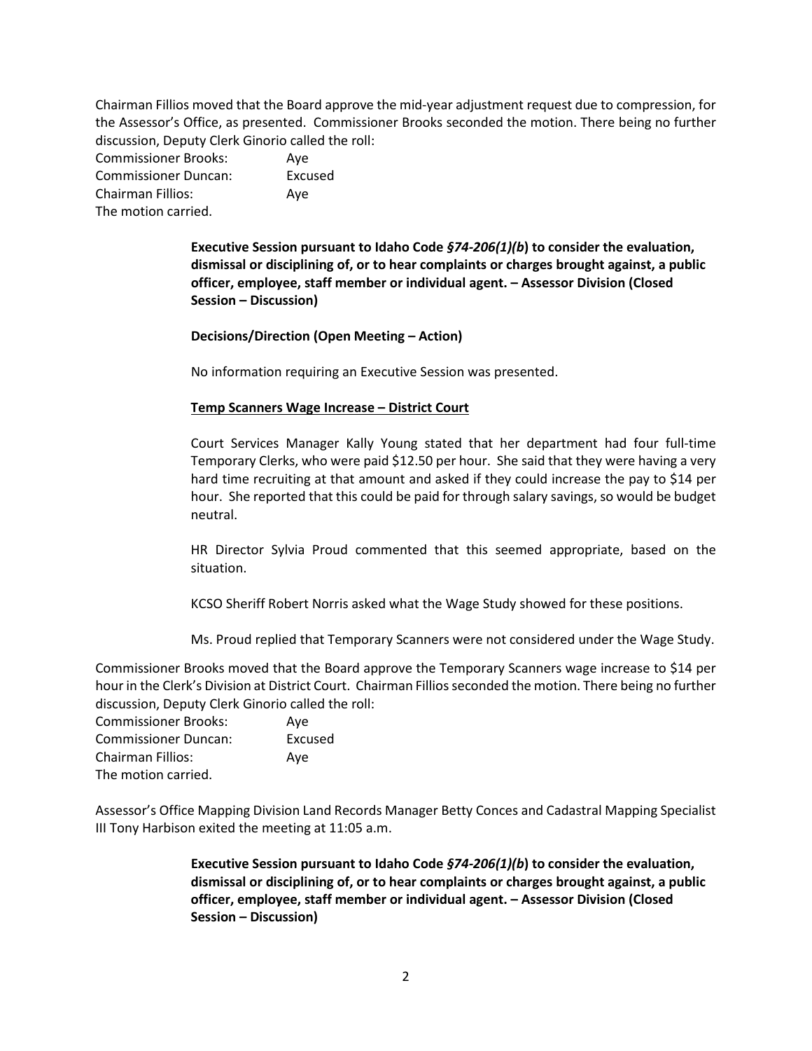Chairman Fillios moved that the Board approve the mid-year adjustment request due to compression, for the Assessor's Office, as presented. Commissioner Brooks seconded the motion. There being no further discussion, Deputy Clerk Ginorio called the roll:

Commissioner Brooks: Aye
Commissioner Duncan: Excused
Chairman Fillios: Aye
The motion carried.

**Executive Session pursuant to Idaho Code *§74-206(1)(b*) to consider the evaluation, dismissal or disciplining of, or to hear complaints or charges brought against, a public officer, employee, staff member or individual agent. – Assessor Division (Closed Session – Discussion)**

**Decisions/Direction (Open Meeting – Action)**

No information requiring an Executive Session was presented.

**Temp Scanners Wage Increase – District Court**

Court Services Manager Kally Young stated that her department had four full-time Temporary Clerks, who were paid $12.50 per hour. She said that they were having a very hard time recruiting at that amount and asked if they could increase the pay to $14 per hour. She reported that this could be paid for through salary savings, so would be budget neutral.

HR Director Sylvia Proud commented that this seemed appropriate, based on the situation.

KCSO Sheriff Robert Norris asked what the Wage Study showed for these positions.

Ms. Proud replied that Temporary Scanners were not considered under the Wage Study.

Commissioner Brooks moved that the Board approve the Temporary Scanners wage increase to $14 per hour in the Clerk's Division at District Court. Chairman Fillios seconded the motion. There being no further discussion, Deputy Clerk Ginorio called the roll:

Commissioner Brooks: Aye
Commissioner Duncan: Excused
Chairman Fillios: Aye
The motion carried.

Assessor's Office Mapping Division Land Records Manager Betty Conces and Cadastral Mapping Specialist III Tony Harbison exited the meeting at 11:05 a.m.

**Executive Session pursuant to Idaho Code *§74-206(1)(b*) to consider the evaluation, dismissal or disciplining of, or to hear complaints or charges brought against, a public officer, employee, staff member or individual agent. – Assessor Division (Closed Session – Discussion)**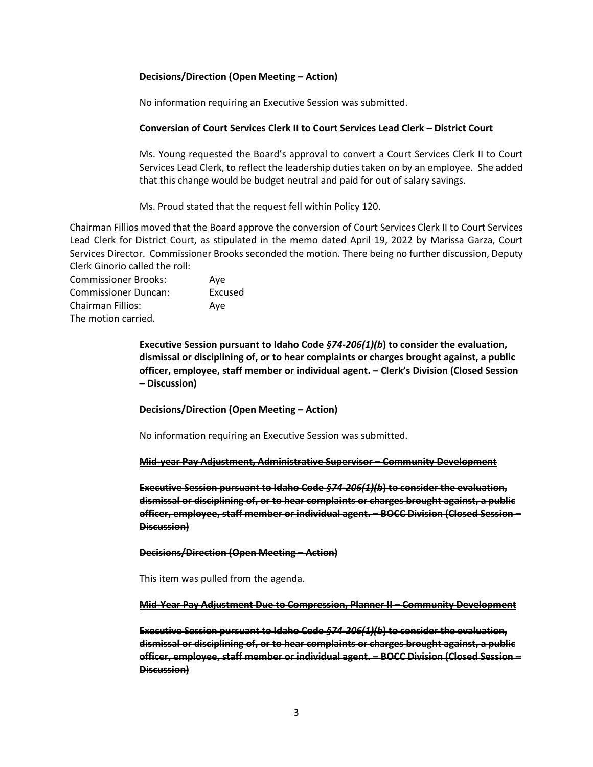**Decisions/Direction (Open Meeting – Action)**

No information requiring an Executive Session was submitted.

**<u>Conversion of Court Services Clerk II to Court Services Lead Clerk – District Court</u>**

Ms. Young requested the Board's approval to convert a Court Services Clerk II to Court Services Lead Clerk, to reflect the leadership duties taken on by an employee. She added that this change would be budget neutral and paid for out of salary savings.

Ms. Proud stated that the request fell within Policy 120.

Chairman Fillios moved that the Board approve the conversion of Court Services Clerk II to Court Services Lead Clerk for District Court, as stipulated in the memo dated April 19, 2022 by Marissa Garza, Court Services Director. Commissioner Brooks seconded the motion. There being no further discussion, Deputy Clerk Ginorio called the roll:

Commissioner Brooks: Aye
Commissioner Duncan: Excused
Chairman Fillios: Aye
The motion carried.

**Executive Session pursuant to Idaho Code *§74-206(1)(b*) to consider the evaluation, dismissal or disciplining of, or to hear complaints or charges brought against, a public officer, employee, staff member or individual agent. – Clerk's Division (Closed Session – Discussion)**

**Decisions/Direction (Open Meeting – Action)**

No information requiring an Executive Session was submitted.

~~**<u>Mid-year Pay Adjustment, Administrative Supervisor – Community Development</u>**~~

~~**Executive Session pursuant to Idaho Code *§74-206(1)(b*) to consider the evaluation, dismissal or disciplining of, or to hear complaints or charges brought against, a public officer, employee, staff member or individual agent. – BOCC Division (Closed Session – Discussion)**~~

~~**Decisions/Direction (Open Meeting – Action)**~~

This item was pulled from the agenda.

~~**<u>Mid-Year Pay Adjustment Due to Compression, Planner II – Community Development</u>**~~

~~**Executive Session pursuant to Idaho Code *§74-206(1)(b*) to consider the evaluation, dismissal or disciplining of, or to hear complaints or charges brought against, a public officer, employee, staff member or individual agent. – BOCC Division (Closed Session – Discussion)**~~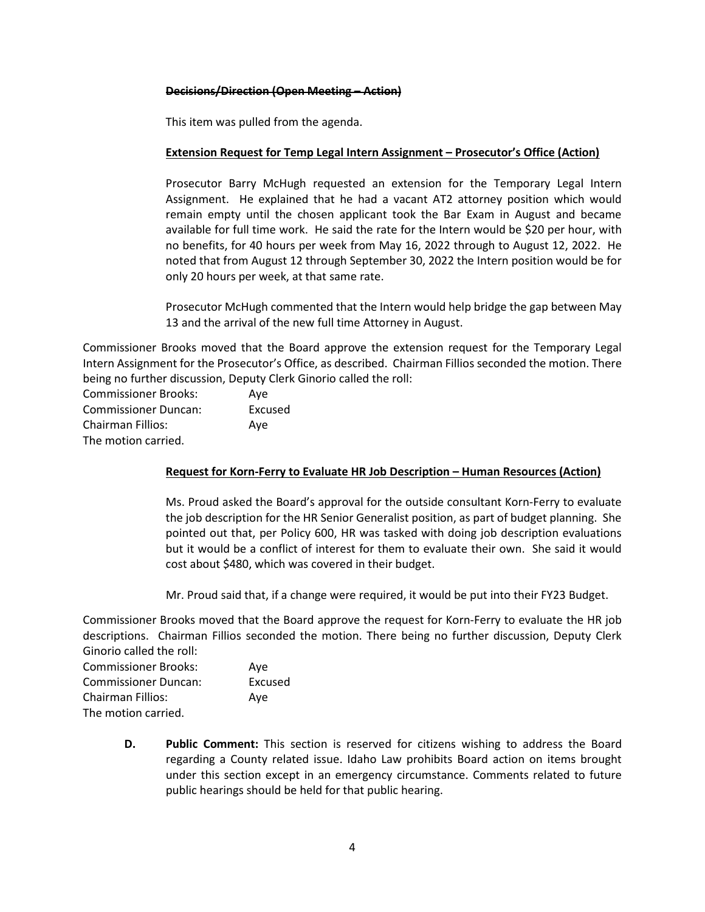**~~Decisions/Direction (Open Meeting – Action)~~**

This item was pulled from the agenda.

**Extension Request for Temp Legal Intern Assignment – Prosecutor's Office (Action)**

Prosecutor Barry McHugh requested an extension for the Temporary Legal Intern Assignment. He explained that he had a vacant AT2 attorney position which would remain empty until the chosen applicant took the Bar Exam in August and became available for full time work. He said the rate for the Intern would be $20 per hour, with no benefits, for 40 hours per week from May 16, 2022 through to August 12, 2022. He noted that from August 12 through September 30, 2022 the Intern position would be for only 20 hours per week, at that same rate.

Prosecutor McHugh commented that the Intern would help bridge the gap between May 13 and the arrival of the new full time Attorney in August.

Commissioner Brooks moved that the Board approve the extension request for the Temporary Legal Intern Assignment for the Prosecutor's Office, as described. Chairman Fillios seconded the motion. There being no further discussion, Deputy Clerk Ginorio called the roll:

Commissioner Brooks: Aye
Commissioner Duncan: Excused
Chairman Fillios: Aye
The motion carried.

**Request for Korn-Ferry to Evaluate HR Job Description – Human Resources (Action)**

Ms. Proud asked the Board's approval for the outside consultant Korn-Ferry to evaluate the job description for the HR Senior Generalist position, as part of budget planning. She pointed out that, per Policy 600, HR was tasked with doing job description evaluations but it would be a conflict of interest for them to evaluate their own. She said it would cost about $480, which was covered in their budget.

Mr. Proud said that, if a change were required, it would be put into their FY23 Budget.

Commissioner Brooks moved that the Board approve the request for Korn-Ferry to evaluate the HR job descriptions. Chairman Fillios seconded the motion. There being no further discussion, Deputy Clerk Ginorio called the roll:

Commissioner Brooks: Aye
Commissioner Duncan: Excused
Chairman Fillios: Aye
The motion carried.

**D. Public Comment:** This section is reserved for citizens wishing to address the Board regarding a County related issue. Idaho Law prohibits Board action on items brought under this section except in an emergency circumstance. Comments related to future public hearings should be held for that public hearing.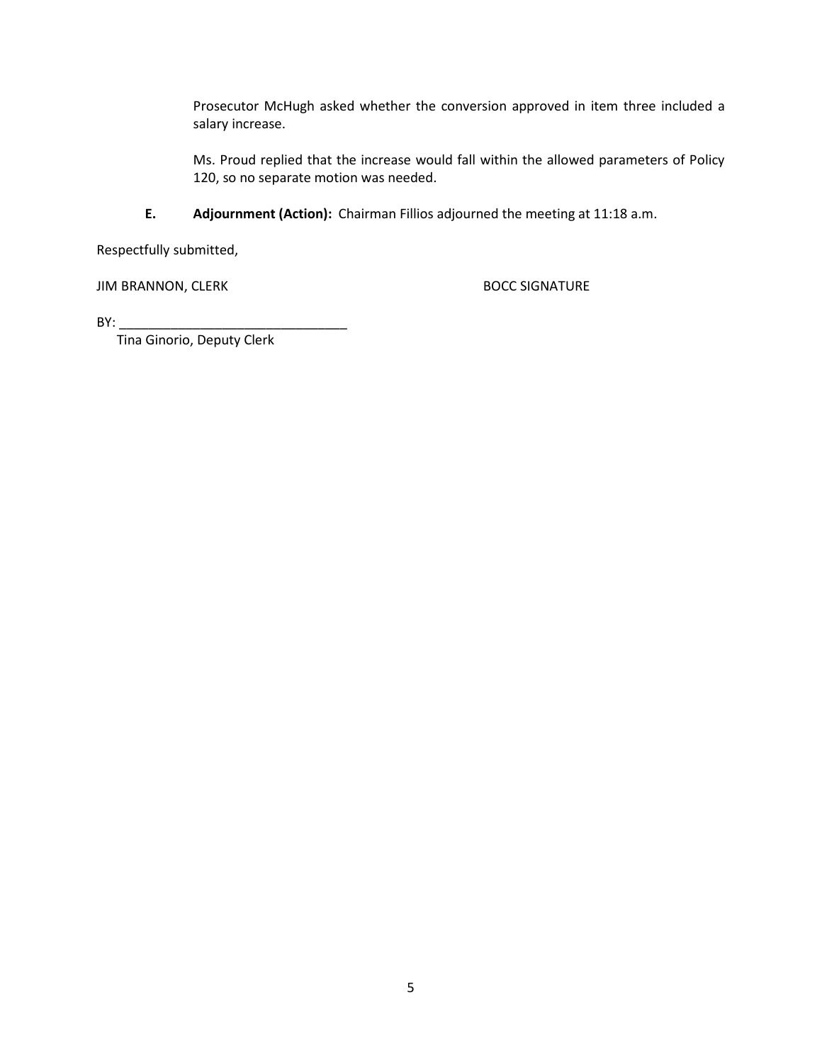Prosecutor McHugh asked whether the conversion approved in item three included a salary increase.

Ms. Proud replied that the increase would fall within the allowed parameters of Policy 120, so no separate motion was needed.

**E. Adjournment (Action):** Chairman Fillios adjourned the meeting at 11:18 a.m.

Respectfully submitted,

JIM BRANNON, CLERK BOCC SIGNATURE

BY: ________________________________

Tina Ginorio, Deputy Clerk